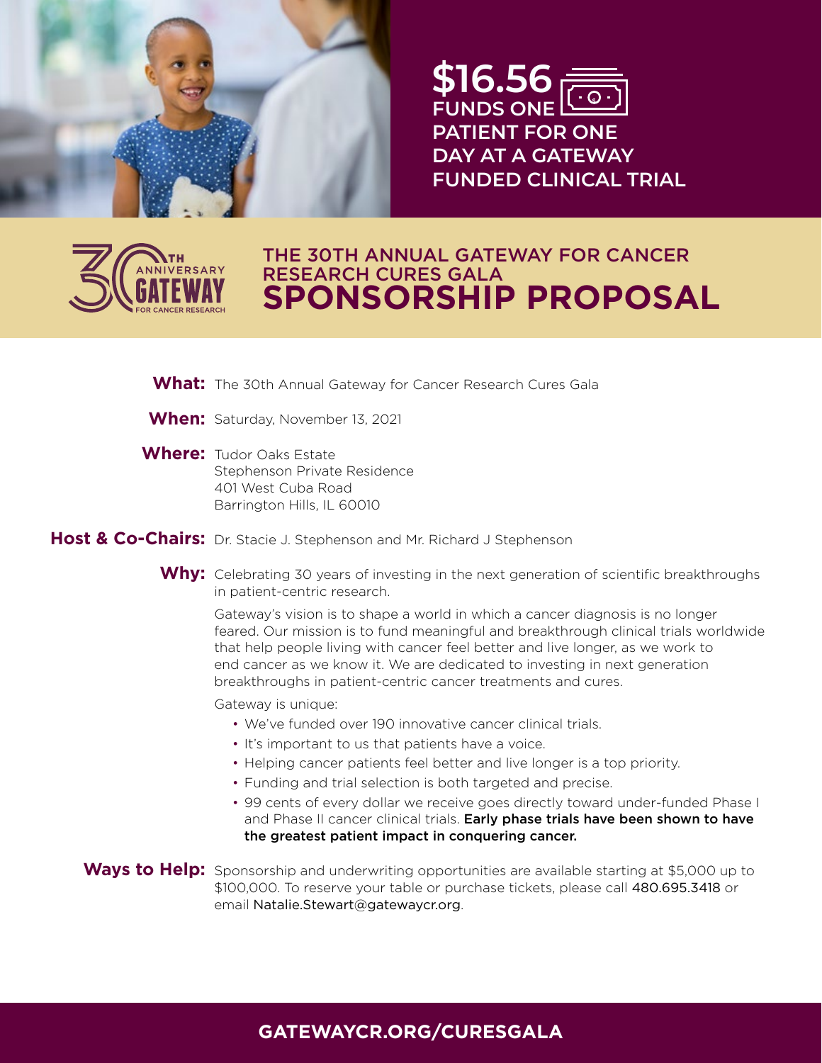**$16.56 FUNDS ONE PATIENT FOR ONE DAY AT A GATEWAY FUNDED CLINICAL TRIAL**

30TH ANNIVERSARY GATEWAY FOR CANCER RESEARCH

# THE 30TH ANNUAL GATEWAY FOR CANCER RESEARCH CURES GALA SPONSORSHIP PROPOSAL

**What:** The 30th Annual Gateway for Cancer Research Cures Gala

**When:** Saturday, November 13, 2021

**Where:** Tudor Oaks Estate
Stephenson Private Residence
401 West Cuba Road
Barrington Hills, IL 60010

**Host & Co-Chairs:** Dr. Stacie J. Stephenson and Mr. Richard J Stephenson

**Why:** Celebrating 30 years of investing in the next generation of scientific breakthroughs in patient-centric research.

Gateway's vision is to shape a world in which a cancer diagnosis is no longer feared. Our mission is to fund meaningful and breakthrough clinical trials worldwide that help people living with cancer feel better and live longer, as we work to end cancer as we know it. We are dedicated to investing in next generation breakthroughs in patient-centric cancer treatments and cures.

Gateway is unique:

- We've funded over 190 innovative cancer clinical trials.
- It's important to us that patients have a voice.
- Helping cancer patients feel better and live longer is a top priority.
- Funding and trial selection is both targeted and precise.
- 99 cents of every dollar we receive goes directly toward under-funded Phase I and Phase II cancer clinical trials. **Early phase trials have been shown to have the greatest patient impact in conquering cancer.**

**Ways to Help:** Sponsorship and underwriting opportunities are available starting at $5,000 up to $100,000. To reserve your table or purchase tickets, please call 480.695.3418 or email Natalie.Stewart@gatewaycr.org.

**GATEWAYCR.ORG/CURESGALA**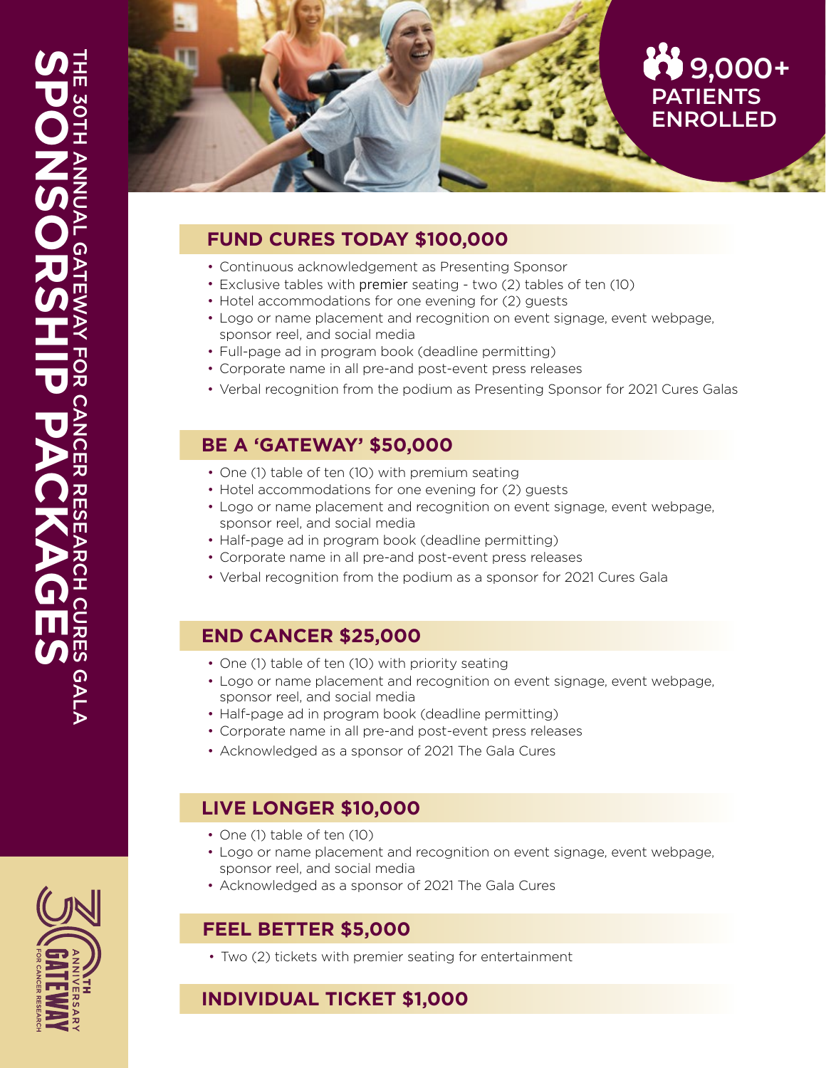THE 30TH ANNUAL GATEWAY FOR CANCER RESEARCH CURES GALA

# SPONSORSHIP PACKAGES

**9,000+ PATIENTS ENROLLED**

## FUND CURES TODAY $100,000

- Continuous acknowledgement as Presenting Sponsor
- Exclusive tables with premier seating - two (2) tables of ten (10)
- Hotel accommodations for one evening for (2) guests
- Logo or name placement and recognition on event signage, event webpage, sponsor reel, and social media
- Full-page ad in program book (deadline permitting)
- Corporate name in all pre-and post-event press releases
- Verbal recognition from the podium as Presenting Sponsor for 2021 Cures Galas

## BE A 'GATEWAY' $50,000

- One (1) table of ten (10) with premium seating
- Hotel accommodations for one evening for (2) guests
- Logo or name placement and recognition on event signage, event webpage, sponsor reel, and social media
- Half-page ad in program book (deadline permitting)
- Corporate name in all pre-and post-event press releases
- Verbal recognition from the podium as a sponsor for 2021 Cures Gala

## END CANCER $25,000

- One (1) table of ten (10) with priority seating
- Logo or name placement and recognition on event signage, event webpage, sponsor reel, and social media
- Half-page ad in program book (deadline permitting)
- Corporate name in all pre-and post-event press releases
- Acknowledged as a sponsor of 2021 The Gala Cures

## LIVE LONGER $10,000

- One (1) table of ten (10)
- Logo or name placement and recognition on event signage, event webpage, sponsor reel, and social media
- Acknowledged as a sponsor of 2021 The Gala Cures

## FEEL BETTER $5,000

- Two (2) tickets with premier seating for entertainment

## INDIVIDUAL TICKET $1,000

30TH ANNIVERSARY GATEWAY FOR CANCER RESEARCH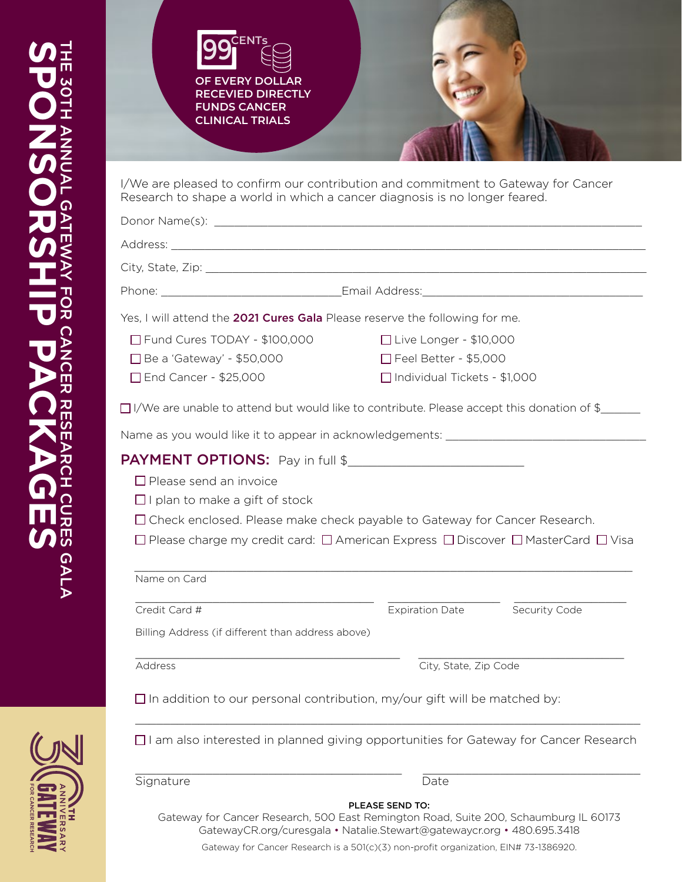# THE 30TH ANNUAL GATEWAY FOR CANCER RESEARCH CURES GALA SPONSORSHIP PACKAGES

99 CENTs OF EVERY DOLLAR RECEVIED DIRECTLY FUNDS CANCER CLINICAL TRIALS

I/We are pleased to confirm our contribution and commitment to Gateway for Cancer Research to shape a world in which a cancer diagnosis is no longer feared.

Donor Name(s): ______________________________

Address: ______________________________

City, State, Zip: ______________________________

Phone: ______________________________ Email Address: ______________________________

Yes, I will attend the **2021 Cures Gala** Please reserve the following for me.

- ☐ Fund Cures TODAY - $100,000
- ☐ Be a 'Gateway' - $50,000
- ☐ End Cancer - $25,000
- ☐ Live Longer - $10,000
- ☐ Feel Better - $5,000
- ☐ Individual Tickets - $1,000

☐ I/We are unable to attend but would like to contribute. Please accept this donation of $______

Name as you would like it to appear in acknowledgements: ______________________________

## PAYMENT OPTIONS: Pay in full $______________________________

- ☐ Please send an invoice
- ☐ I plan to make a gift of stock
- ☐ Check enclosed. Please make check payable to Gateway for Cancer Research.
- ☐ Please charge my credit card: ☐ American Express ☐ Discover ☐ MasterCard ☐ Visa

______________________________
Name on Card

______________________________ ______________ ______________
Credit Card # Expiration Date Security Code

Billing Address (if different than address above)

______________________________ ______________________________
Address City, State, Zip Code

☐ In addition to our personal contribution, my/our gift will be matched by:

______________________________

☐ I am also interested in planned giving opportunities for Gateway for Cancer Research

______________________________ ______________________________
Signature Date

**PLEASE SEND TO:**

Gateway for Cancer Research, 500 East Remington Road, Suite 200, Schaumburg IL 60173
GatewayCR.org/curesgala • Natalie.Stewart@gatewaycr.org • 480.695.3418

Gateway for Cancer Research is a 501(c)(3) non-profit organization, EIN# 73-1386920.

30TH ANNIVERSARY GATEWAY FOR CANCER RESEARCH